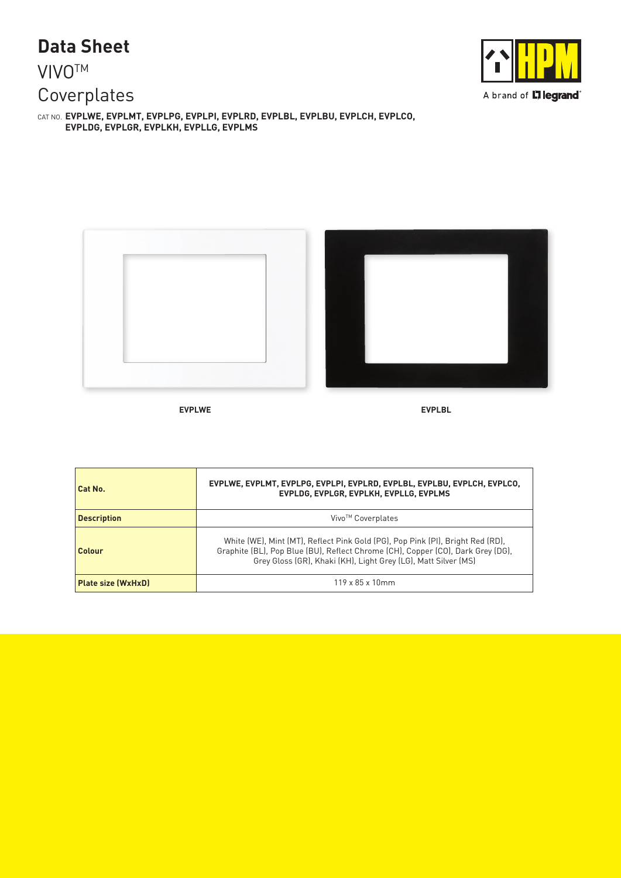# Data Sheet

## VIVO™ Coverplates

CAT NO. **EVPLWE, EVPLMT, EVPLPG, EVPLPI, EVPLRD, EVPLBL, EVPLBU, EVPLCH, EVPLCO, EVPLDG, EVPLGR, EVPLKH, EVPLLG, EVPLMS**

EVPLWE

EVPLBL

| **Cat No.** | **EVPLWE, EVPLMT, EVPLPG, EVPLPI, EVPLRD, EVPLBL, EVPLBU, EVPLCH, EVPLCO, EVPLDG, EVPLGR, EVPLKH, EVPLLG, EVPLMS** |
|---|---|
| **Description** | Vivo™ Coverplates |
| **Colour** | White (WE), Mint (MT), Reflect Pink Gold (PG), Pop Pink (PI), Bright Red (RD), Graphite (BL), Pop Blue (BU), Reflect Chrome (CH), Copper (CO), Dark Grey (DG), Grey Gloss (GR), Khaki (KH), Light Grey (LG), Matt Silver (MS) |
| **Plate size (WxHxD)** | 119 x 85 x 10mm |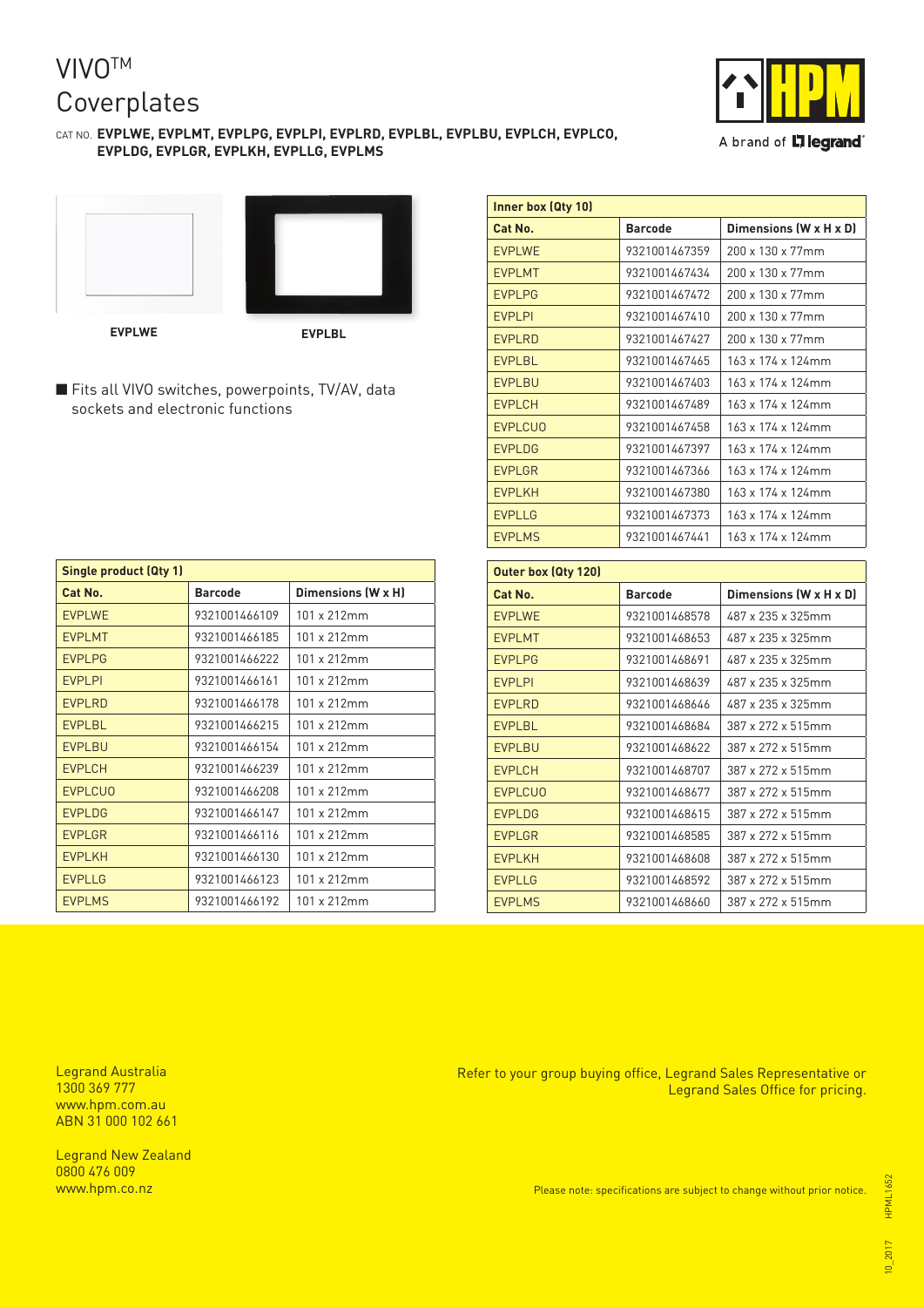# VIVO™ Coverplates

CAT NO. **EVPLWE, EVPLMT, EVPLPG, EVPLPI, EVPLRD, EVPLBL, EVPLBU, EVPLCH, EVPLCO, EVPLDG, EVPLGR, EVPLKH, EVPLLG, EVPLMS**

A brand of legrand®

**EVPLWE**

**EVPLBL**

- Fits all VIVO switches, powerpoints, TV/AV, data sockets and electronic functions

| Single product (Qty 1) | | |
|---|---|---|
| **Cat No.** | **Barcode** | **Dimensions (W x H)** |
| EVPLWE | 9321001466109 | 101 x 212mm |
| EVPLMT | 9321001466185 | 101 x 212mm |
| EVPLPG | 9321001466222 | 101 x 212mm |
| EVPLPI | 9321001466161 | 101 x 212mm |
| EVPLRD | 9321001466178 | 101 x 212mm |
| EVPLBL | 9321001466215 | 101 x 212mm |
| EVPLBU | 9321001466154 | 101 x 212mm |
| EVPLCH | 9321001466239 | 101 x 212mm |
| EVPLCUO | 9321001466208 | 101 x 212mm |
| EVPLDG | 9321001466147 | 101 x 212mm |
| EVPLGR | 9321001466116 | 101 x 212mm |
| EVPLKH | 9321001466130 | 101 x 212mm |
| EVPLLG | 9321001466123 | 101 x 212mm |
| EVPLMS | 9321001466192 | 101 x 212mm |

| Inner box (Qty 10) | | |
|---|---|---|
| **Cat No.** | **Barcode** | **Dimensions (W x H x D)** |
| EVPLWE | 9321001467359 | 200 x 130 x 77mm |
| EVPLMT | 9321001467434 | 200 x 130 x 77mm |
| EVPLPG | 9321001467472 | 200 x 130 x 77mm |
| EVPLPI | 9321001467410 | 200 x 130 x 77mm |
| EVPLRD | 9321001467427 | 200 x 130 x 77mm |
| EVPLBL | 9321001467465 | 163 x 174 x 124mm |
| EVPLBU | 9321001467403 | 163 x 174 x 124mm |
| EVPLCH | 9321001467489 | 163 x 174 x 124mm |
| EVPLCUO | 9321001467458 | 163 x 174 x 124mm |
| EVPLDG | 9321001467397 | 163 x 174 x 124mm |
| EVPLGR | 9321001467366 | 163 x 174 x 124mm |
| EVPLKH | 9321001467380 | 163 x 174 x 124mm |
| EVPLLG | 9321001467373 | 163 x 174 x 124mm |
| EVPLMS | 9321001467441 | 163 x 174 x 124mm |

| Outer box (Qty 120) | | |
|---|---|---|
| **Cat No.** | **Barcode** | **Dimensions (W x H x D)** |
| EVPLWE | 9321001468578 | 487 x 235 x 325mm |
| EVPLMT | 9321001468653 | 487 x 235 x 325mm |
| EVPLPG | 9321001468691 | 487 x 235 x 325mm |
| EVPLPI | 9321001468639 | 487 x 235 x 325mm |
| EVPLRD | 9321001468646 | 487 x 235 x 325mm |
| EVPLBL | 9321001468684 | 387 x 272 x 515mm |
| EVPLBU | 9321001468622 | 387 x 272 x 515mm |
| EVPLCH | 9321001468707 | 387 x 272 x 515mm |
| EVPLCUO | 9321001468677 | 387 x 272 x 515mm |
| EVPLDG | 9321001468615 | 387 x 272 x 515mm |
| EVPLGR | 9321001468585 | 387 x 272 x 515mm |
| EVPLKH | 9321001468608 | 387 x 272 x 515mm |
| EVPLLG | 9321001468592 | 387 x 272 x 515mm |
| EVPLMS | 9321001468660 | 387 x 272 x 515mm |

Legrand Australia
1300 369 777
www.hpm.com.au
ABN 31 000 102 661

Legrand New Zealand
0800 476 009
www.hpm.co.nz

Refer to your group buying office, Legrand Sales Representative or Legrand Sales Office for pricing.

Please note: specifications are subject to change without prior notice.

10_2017 HPML1652